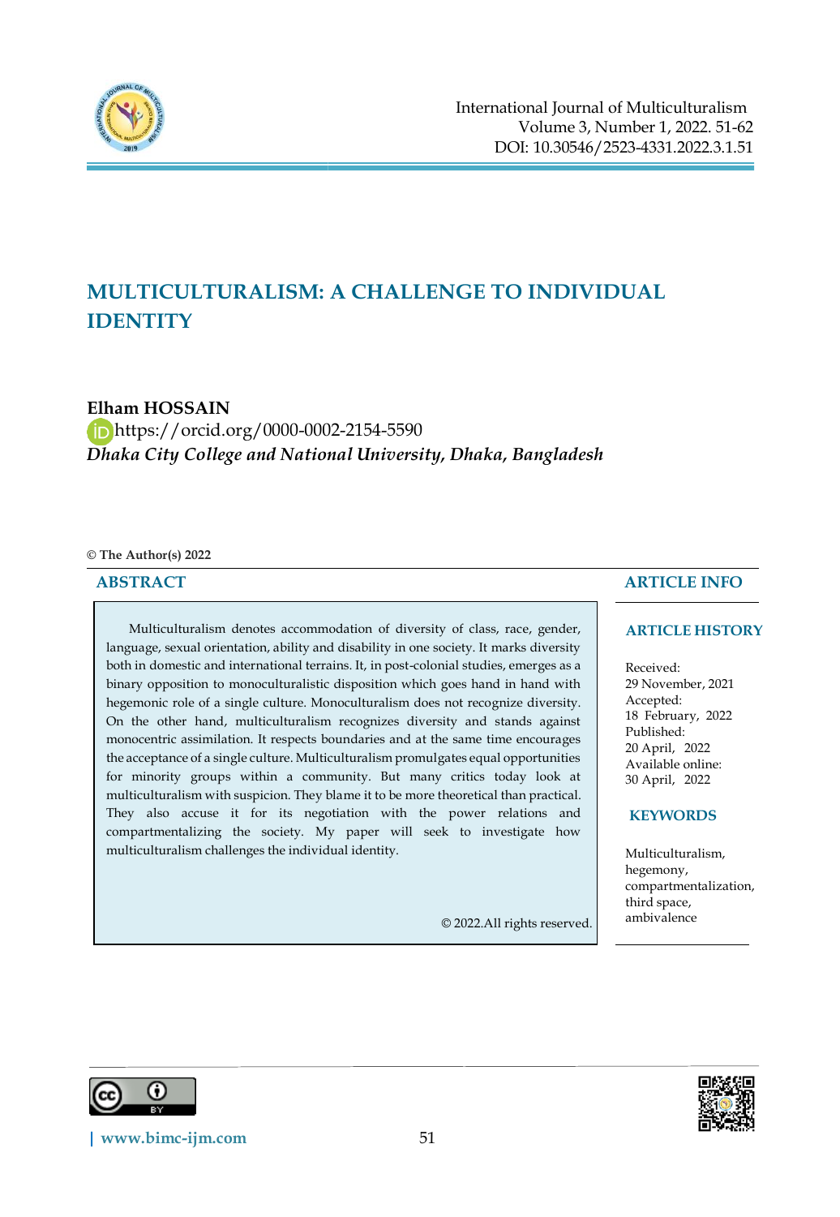# MULTICULTURALISM: A CHALLENGE TO INDIVIDUAL IDENTITY

**Elham HOSSAIN**
https://orcid.org/0000-0002-2154-5590
*Dhaka City College and National University, Dhaka, Bangladesh*

**© The Author(s) 2022**

## ABSTRACT

Multiculturalism denotes accommodation of diversity of class, race, gender, language, sexual orientation, ability and disability in one society. It marks diversity both in domestic and international terrains. It, in post-colonial studies, emerges as a binary opposition to monoculturalistic disposition which goes hand in hand with hegemonic role of a single culture. Monoculturalism does not recognize diversity. On the other hand, multiculturalism recognizes diversity and stands against monocentric assimilation. It respects boundaries and at the same time encourages the acceptance of a single culture. Multiculturalism promulgates equal opportunities for minority groups within a community. But many critics today look at multiculturalism with suspicion. They blame it to be more theoretical than practical. They also accuse it for its negotiation with the power relations and compartmentalizing the society. My paper will seek to investigate how multiculturalism challenges the individual identity.

© 2022.All rights reserved.

## ARTICLE INFO

### ARTICLE HISTORY

Received:
29 November, 2021
Accepted:
18 February, 2022
Published:
20 April, 2022
Available online:
30 April, 2022

### KEYWORDS

Multiculturalism, hegemony, compartmentalization, third space, ambivalence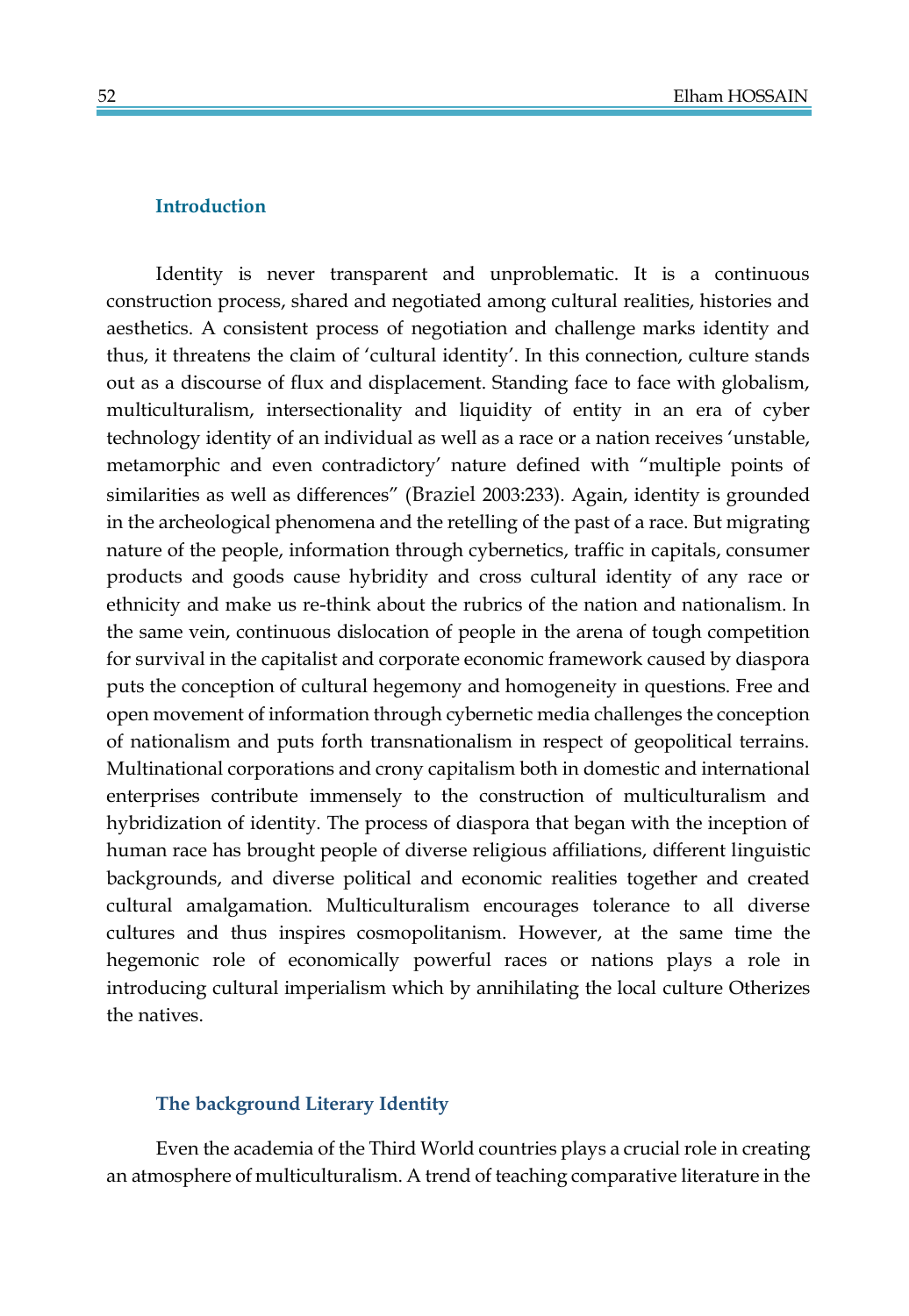## Introduction

Identity is never transparent and unproblematic. It is a continuous construction process, shared and negotiated among cultural realities, histories and aesthetics. A consistent process of negotiation and challenge marks identity and thus, it threatens the claim of 'cultural identity'. In this connection, culture stands out as a discourse of flux and displacement. Standing face to face with globalism, multiculturalism, intersectionality and liquidity of entity in an era of cyber technology identity of an individual as well as a race or a nation receives 'unstable, metamorphic and even contradictory' nature defined with "multiple points of similarities as well as differences" (Braziel 2003:233). Again, identity is grounded in the archeological phenomena and the retelling of the past of a race. But migrating nature of the people, information through cybernetics, traffic in capitals, consumer products and goods cause hybridity and cross cultural identity of any race or ethnicity and make us re-think about the rubrics of the nation and nationalism. In the same vein, continuous dislocation of people in the arena of tough competition for survival in the capitalist and corporate economic framework caused by diaspora puts the conception of cultural hegemony and homogeneity in questions. Free and open movement of information through cybernetic media challenges the conception of nationalism and puts forth transnationalism in respect of geopolitical terrains. Multinational corporations and crony capitalism both in domestic and international enterprises contribute immensely to the construction of multiculturalism and hybridization of identity. The process of diaspora that began with the inception of human race has brought people of diverse religious affiliations, different linguistic backgrounds, and diverse political and economic realities together and created cultural amalgamation. Multiculturalism encourages tolerance to all diverse cultures and thus inspires cosmopolitanism. However, at the same time the hegemonic role of economically powerful races or nations plays a role in introducing cultural imperialism which by annihilating the local culture Otherizes the natives.

## The background Literary Identity

Even the academia of the Third World countries plays a crucial role in creating an atmosphere of multiculturalism. A trend of teaching comparative literature in the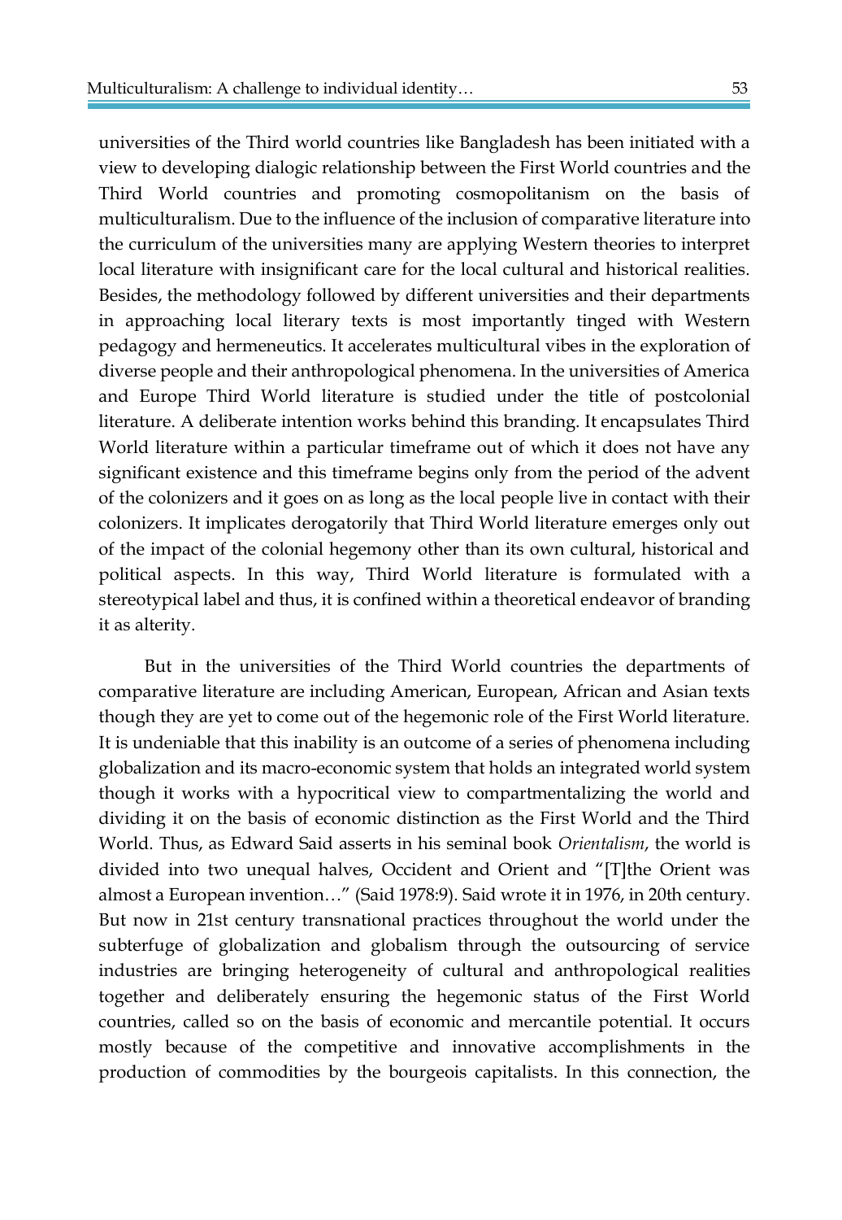universities of the Third world countries like Bangladesh has been initiated with a view to developing dialogic relationship between the First World countries and the Third World countries and promoting cosmopolitanism on the basis of multiculturalism. Due to the influence of the inclusion of comparative literature into the curriculum of the universities many are applying Western theories to interpret local literature with insignificant care for the local cultural and historical realities. Besides, the methodology followed by different universities and their departments in approaching local literary texts is most importantly tinged with Western pedagogy and hermeneutics. It accelerates multicultural vibes in the exploration of diverse people and their anthropological phenomena. In the universities of America and Europe Third World literature is studied under the title of postcolonial literature. A deliberate intention works behind this branding. It encapsulates Third World literature within a particular timeframe out of which it does not have any significant existence and this timeframe begins only from the period of the advent of the colonizers and it goes on as long as the local people live in contact with their colonizers. It implicates derogatorily that Third World literature emerges only out of the impact of the colonial hegemony other than its own cultural, historical and political aspects. In this way, Third World literature is formulated with a stereotypical label and thus, it is confined within a theoretical endeavor of branding it as alterity.

But in the universities of the Third World countries the departments of comparative literature are including American, European, African and Asian texts though they are yet to come out of the hegemonic role of the First World literature. It is undeniable that this inability is an outcome of a series of phenomena including globalization and its macro-economic system that holds an integrated world system though it works with a hypocritical view to compartmentalizing the world and dividing it on the basis of economic distinction as the First World and the Third World. Thus, as Edward Said asserts in his seminal book *Orientalism*, the world is divided into two unequal halves, Occident and Orient and "[T]the Orient was almost a European invention…" (Said 1978:9). Said wrote it in 1976, in 20th century. But now in 21st century transnational practices throughout the world under the subterfuge of globalization and globalism through the outsourcing of service industries are bringing heterogeneity of cultural and anthropological realities together and deliberately ensuring the hegemonic status of the First World countries, called so on the basis of economic and mercantile potential. It occurs mostly because of the competitive and innovative accomplishments in the production of commodities by the bourgeois capitalists. In this connection, the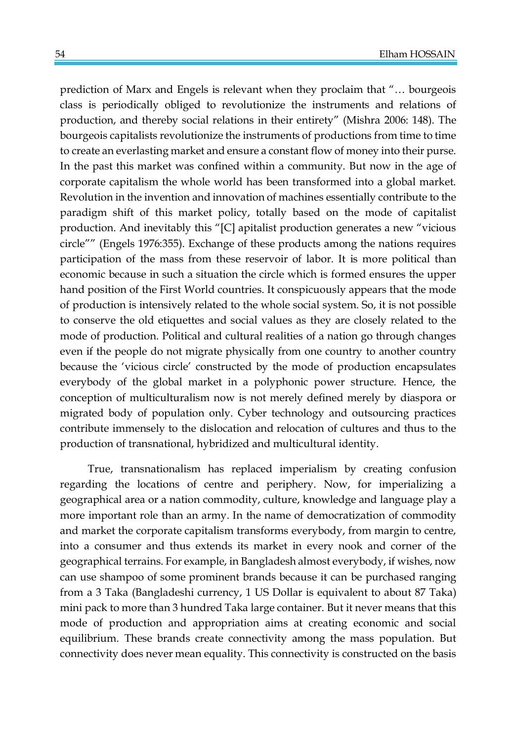prediction of Marx and Engels is relevant when they proclaim that "… bourgeois class is periodically obliged to revolutionize the instruments and relations of production, and thereby social relations in their entirety" (Mishra 2006: 148). The bourgeois capitalists revolutionize the instruments of productions from time to time to create an everlasting market and ensure a constant flow of money into their purse. In the past this market was confined within a community. But now in the age of corporate capitalism the whole world has been transformed into a global market. Revolution in the invention and innovation of machines essentially contribute to the paradigm shift of this market policy, totally based on the mode of capitalist production. And inevitably this "[C] apitalist production generates a new "vicious circle"" (Engels 1976:355). Exchange of these products among the nations requires participation of the mass from these reservoir of labor. It is more political than economic because in such a situation the circle which is formed ensures the upper hand position of the First World countries. It conspicuously appears that the mode of production is intensively related to the whole social system. So, it is not possible to conserve the old etiquettes and social values as they are closely related to the mode of production. Political and cultural realities of a nation go through changes even if the people do not migrate physically from one country to another country because the 'vicious circle' constructed by the mode of production encapsulates everybody of the global market in a polyphonic power structure. Hence, the conception of multiculturalism now is not merely defined merely by diaspora or migrated body of population only. Cyber technology and outsourcing practices contribute immensely to the dislocation and relocation of cultures and thus to the production of transnational, hybridized and multicultural identity.

True, transnationalism has replaced imperialism by creating confusion regarding the locations of centre and periphery. Now, for imperializing a geographical area or a nation commodity, culture, knowledge and language play a more important role than an army. In the name of democratization of commodity and market the corporate capitalism transforms everybody, from margin to centre, into a consumer and thus extends its market in every nook and corner of the geographical terrains. For example, in Bangladesh almost everybody, if wishes, now can use shampoo of some prominent brands because it can be purchased ranging from a 3 Taka (Bangladeshi currency, 1 US Dollar is equivalent to about 87 Taka) mini pack to more than 3 hundred Taka large container. But it never means that this mode of production and appropriation aims at creating economic and social equilibrium. These brands create connectivity among the mass population. But connectivity does never mean equality. This connectivity is constructed on the basis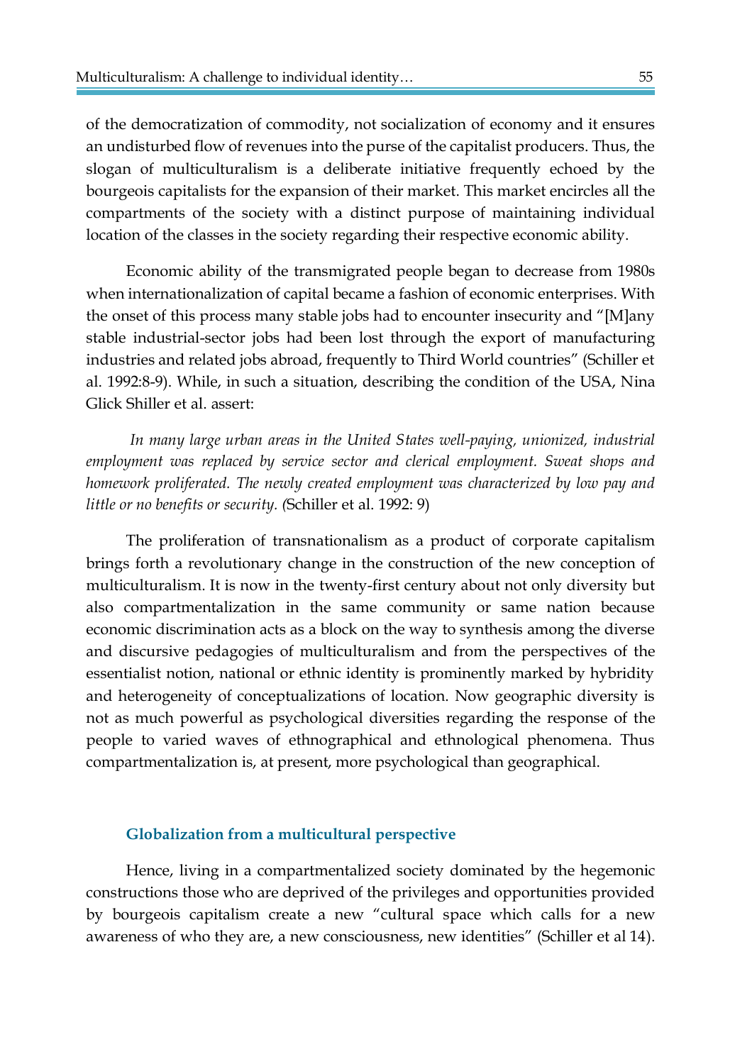of the democratization of commodity, not socialization of economy and it ensures an undisturbed flow of revenues into the purse of the capitalist producers. Thus, the slogan of multiculturalism is a deliberate initiative frequently echoed by the bourgeois capitalists for the expansion of their market. This market encircles all the compartments of the society with a distinct purpose of maintaining individual location of the classes in the society regarding their respective economic ability.

Economic ability of the transmigrated people began to decrease from 1980s when internationalization of capital became a fashion of economic enterprises. With the onset of this process many stable jobs had to encounter insecurity and "[M]any stable industrial-sector jobs had been lost through the export of manufacturing industries and related jobs abroad, frequently to Third World countries" (Schiller et al. 1992:8-9). While, in such a situation, describing the condition of the USA, Nina Glick Shiller et al. assert:

> *In many large urban areas in the United States well-paying, unionized, industrial employment was replaced by service sector and clerical employment. Sweat shops and homework proliferated. The newly created employment was characterized by low pay and little or no benefits or security. (*Schiller et al. 1992: 9)

The proliferation of transnationalism as a product of corporate capitalism brings forth a revolutionary change in the construction of the new conception of multiculturalism. It is now in the twenty-first century about not only diversity but also compartmentalization in the same community or same nation because economic discrimination acts as a block on the way to synthesis among the diverse and discursive pedagogies of multiculturalism and from the perspectives of the essentialist notion, national or ethnic identity is prominently marked by hybridity and heterogeneity of conceptualizations of location. Now geographic diversity is not as much powerful as psychological diversities regarding the response of the people to varied waves of ethnographical and ethnological phenomena. Thus compartmentalization is, at present, more psychological than geographical.

## Globalization from a multicultural perspective

Hence, living in a compartmentalized society dominated by the hegemonic constructions those who are deprived of the privileges and opportunities provided by bourgeois capitalism create a new "cultural space which calls for a new awareness of who they are, a new consciousness, new identities" (Schiller et al 14).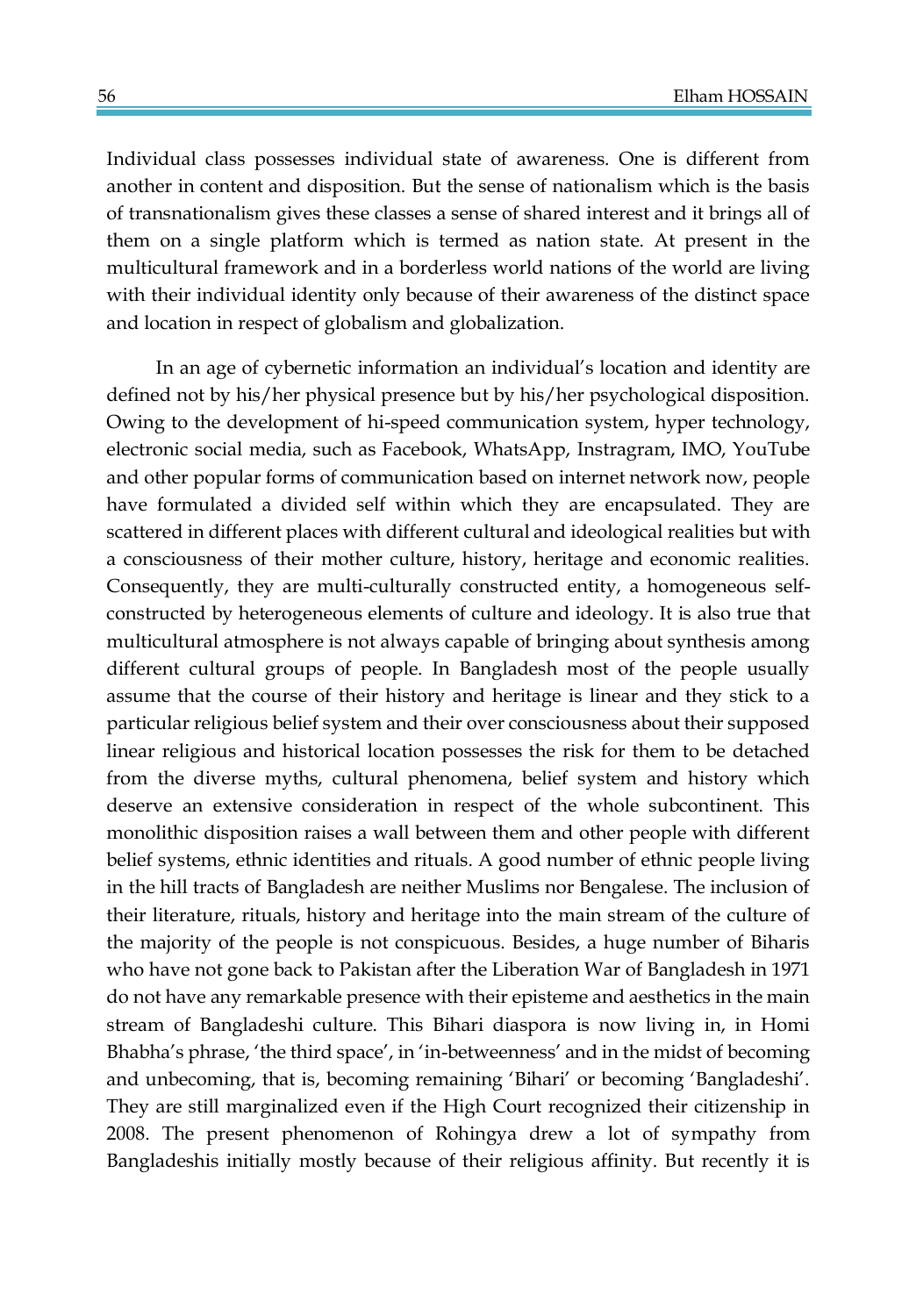Individual class possesses individual state of awareness. One is different from another in content and disposition. But the sense of nationalism which is the basis of transnationalism gives these classes a sense of shared interest and it brings all of them on a single platform which is termed as nation state. At present in the multicultural framework and in a borderless world nations of the world are living with their individual identity only because of their awareness of the distinct space and location in respect of globalism and globalization.

In an age of cybernetic information an individual's location and identity are defined not by his/her physical presence but by his/her psychological disposition. Owing to the development of hi-speed communication system, hyper technology, electronic social media, such as Facebook, WhatsApp, Instragram, IMO, YouTube and other popular forms of communication based on internet network now, people have formulated a divided self within which they are encapsulated. They are scattered in different places with different cultural and ideological realities but with a consciousness of their mother culture, history, heritage and economic realities. Consequently, they are multi-culturally constructed entity, a homogeneous self-constructed by heterogeneous elements of culture and ideology. It is also true that multicultural atmosphere is not always capable of bringing about synthesis among different cultural groups of people. In Bangladesh most of the people usually assume that the course of their history and heritage is linear and they stick to a particular religious belief system and their over consciousness about their supposed linear religious and historical location possesses the risk for them to be detached from the diverse myths, cultural phenomena, belief system and history which deserve an extensive consideration in respect of the whole subcontinent. This monolithic disposition raises a wall between them and other people with different belief systems, ethnic identities and rituals. A good number of ethnic people living in the hill tracts of Bangladesh are neither Muslims nor Bengalese. The inclusion of their literature, rituals, history and heritage into the main stream of the culture of the majority of the people is not conspicuous. Besides, a huge number of Biharis who have not gone back to Pakistan after the Liberation War of Bangladesh in 1971 do not have any remarkable presence with their episteme and aesthetics in the main stream of Bangladeshi culture. This Bihari diaspora is now living in, in Homi Bhabha's phrase, 'the third space', in 'in-betweenness' and in the midst of becoming and unbecoming, that is, becoming remaining 'Bihari' or becoming 'Bangladeshi'. They are still marginalized even if the High Court recognized their citizenship in 2008. The present phenomenon of Rohingya drew a lot of sympathy from Bangladeshis initially mostly because of their religious affinity. But recently it is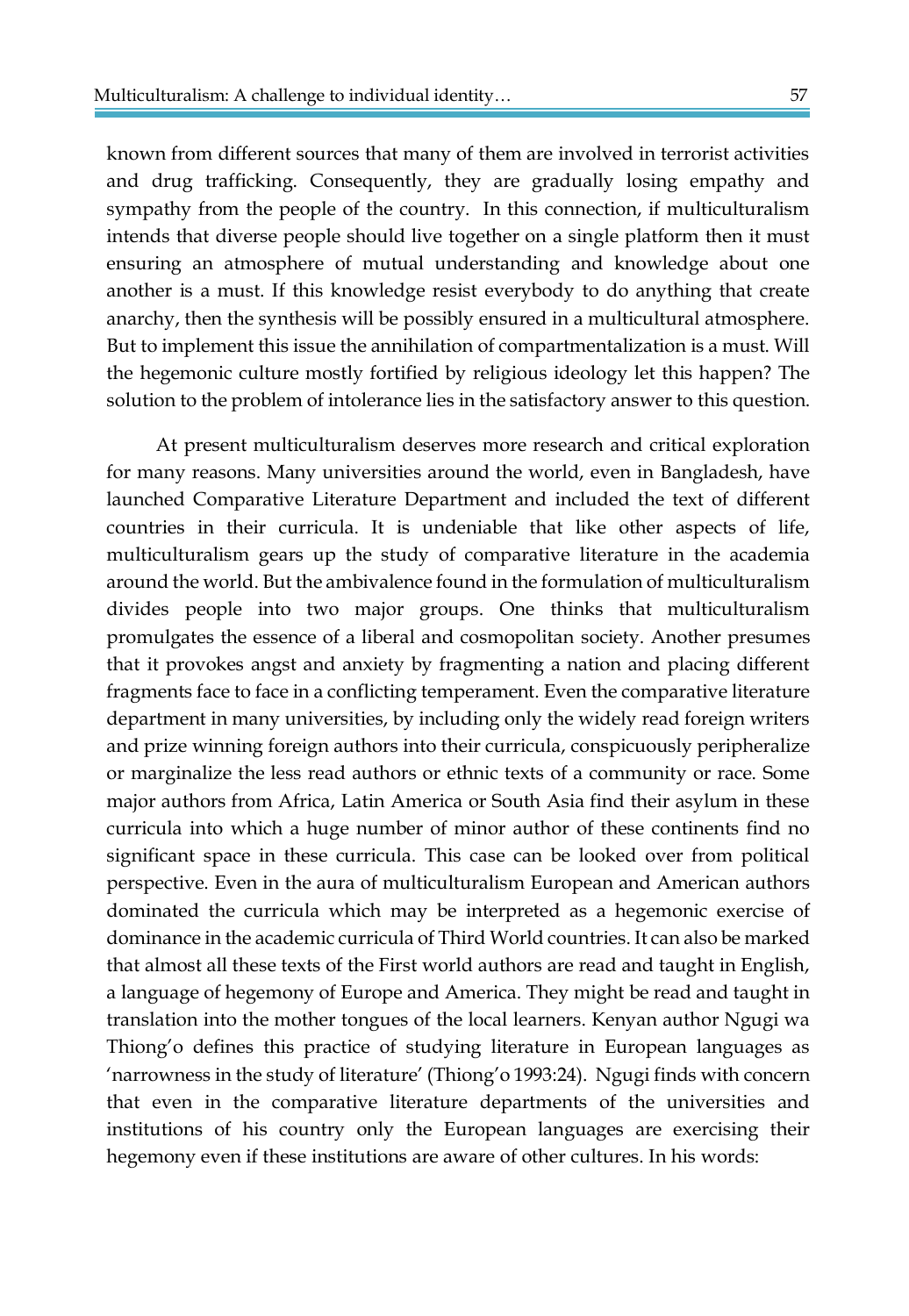known from different sources that many of them are involved in terrorist activities and drug trafficking. Consequently, they are gradually losing empathy and sympathy from the people of the country. In this connection, if multiculturalism intends that diverse people should live together on a single platform then it must ensuring an atmosphere of mutual understanding and knowledge about one another is a must. If this knowledge resist everybody to do anything that create anarchy, then the synthesis will be possibly ensured in a multicultural atmosphere. But to implement this issue the annihilation of compartmentalization is a must. Will the hegemonic culture mostly fortified by religious ideology let this happen? The solution to the problem of intolerance lies in the satisfactory answer to this question.

At present multiculturalism deserves more research and critical exploration for many reasons. Many universities around the world, even in Bangladesh, have launched Comparative Literature Department and included the text of different countries in their curricula. It is undeniable that like other aspects of life, multiculturalism gears up the study of comparative literature in the academia around the world. But the ambivalence found in the formulation of multiculturalism divides people into two major groups. One thinks that multiculturalism promulgates the essence of a liberal and cosmopolitan society. Another presumes that it provokes angst and anxiety by fragmenting a nation and placing different fragments face to face in a conflicting temperament. Even the comparative literature department in many universities, by including only the widely read foreign writers and prize winning foreign authors into their curricula, conspicuously peripheralize or marginalize the less read authors or ethnic texts of a community or race. Some major authors from Africa, Latin America or South Asia find their asylum in these curricula into which a huge number of minor author of these continents find no significant space in these curricula. This case can be looked over from political perspective. Even in the aura of multiculturalism European and American authors dominated the curricula which may be interpreted as a hegemonic exercise of dominance in the academic curricula of Third World countries. It can also be marked that almost all these texts of the First world authors are read and taught in English, a language of hegemony of Europe and America. They might be read and taught in translation into the mother tongues of the local learners. Kenyan author Ngugi wa Thiong'o defines this practice of studying literature in European languages as 'narrowness in the study of literature' (Thiong'o 1993:24). Ngugi finds with concern that even in the comparative literature departments of the universities and institutions of his country only the European languages are exercising their hegemony even if these institutions are aware of other cultures. In his words: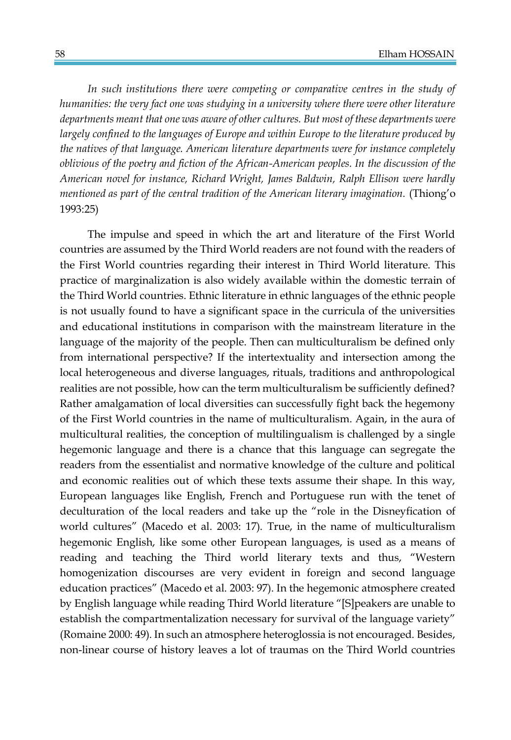*In such institutions there were competing or comparative centres in the study of humanities: the very fact one was studying in a university where there were other literature departments meant that one was aware of other cultures. But most of these departments were largely confined to the languages of Europe and within Europe to the literature produced by the natives of that language. American literature departments were for instance completely oblivious of the poetry and fiction of the African-American peoples. In the discussion of the American novel for instance, Richard Wright, James Baldwin, Ralph Ellison were hardly mentioned as part of the central tradition of the American literary imagination.* (Thiong'o 1993:25)

The impulse and speed in which the art and literature of the First World countries are assumed by the Third World readers are not found with the readers of the First World countries regarding their interest in Third World literature. This practice of marginalization is also widely available within the domestic terrain of the Third World countries. Ethnic literature in ethnic languages of the ethnic people is not usually found to have a significant space in the curricula of the universities and educational institutions in comparison with the mainstream literature in the language of the majority of the people. Then can multiculturalism be defined only from international perspective? If the intertextuality and intersection among the local heterogeneous and diverse languages, rituals, traditions and anthropological realities are not possible, how can the term multiculturalism be sufficiently defined? Rather amalgamation of local diversities can successfully fight back the hegemony of the First World countries in the name of multiculturalism. Again, in the aura of multicultural realities, the conception of multilingualism is challenged by a single hegemonic language and there is a chance that this language can segregate the readers from the essentialist and normative knowledge of the culture and political and economic realities out of which these texts assume their shape. In this way, European languages like English, French and Portuguese run with the tenet of deculturation of the local readers and take up the "role in the Disneyfication of world cultures" (Macedo et al. 2003: 17). True, in the name of multiculturalism hegemonic English, like some other European languages, is used as a means of reading and teaching the Third world literary texts and thus, "Western homogenization discourses are very evident in foreign and second language education practices" (Macedo et al. 2003: 97). In the hegemonic atmosphere created by English language while reading Third World literature "[S]peakers are unable to establish the compartmentalization necessary for survival of the language variety" (Romaine 2000: 49). In such an atmosphere heteroglossia is not encouraged. Besides, non-linear course of history leaves a lot of traumas on the Third World countries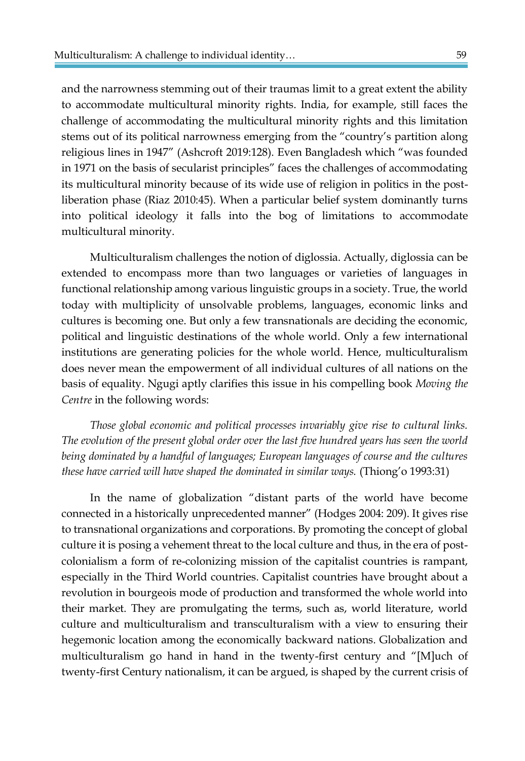and the narrowness stemming out of their traumas limit to a great extent the ability to accommodate multicultural minority rights. India, for example, still faces the challenge of accommodating the multicultural minority rights and this limitation stems out of its political narrowness emerging from the "country's partition along religious lines in 1947" (Ashcroft 2019:128). Even Bangladesh which "was founded in 1971 on the basis of secularist principles" faces the challenges of accommodating its multicultural minority because of its wide use of religion in politics in the post-liberation phase (Riaz 2010:45). When a particular belief system dominantly turns into political ideology it falls into the bog of limitations to accommodate multicultural minority.

Multiculturalism challenges the notion of diglossia. Actually, diglossia can be extended to encompass more than two languages or varieties of languages in functional relationship among various linguistic groups in a society. True, the world today with multiplicity of unsolvable problems, languages, economic links and cultures is becoming one. But only a few transnationals are deciding the economic, political and linguistic destinations of the whole world. Only a few international institutions are generating policies for the whole world. Hence, multiculturalism does never mean the empowerment of all individual cultures of all nations on the basis of equality. Ngugi aptly clarifies this issue in his compelling book *Moving the Centre* in the following words:

> *Those global economic and political processes invariably give rise to cultural links. The evolution of the present global order over the last five hundred years has seen the world being dominated by a handful of languages; European languages of course and the cultures these have carried will have shaped the dominated in similar ways.* (Thiong'o 1993:31)

In the name of globalization "distant parts of the world have become connected in a historically unprecedented manner" (Hodges 2004: 209). It gives rise to transnational organizations and corporations. By promoting the concept of global culture it is posing a vehement threat to the local culture and thus, in the era of post-colonialism a form of re-colonizing mission of the capitalist countries is rampant, especially in the Third World countries. Capitalist countries have brought about a revolution in bourgeois mode of production and transformed the whole world into their market. They are promulgating the terms, such as, world literature, world culture and multiculturalism and transculturalism with a view to ensuring their hegemonic location among the economically backward nations. Globalization and multiculturalism go hand in hand in the twenty-first century and "[M]uch of twenty-first Century nationalism, it can be argued, is shaped by the current crisis of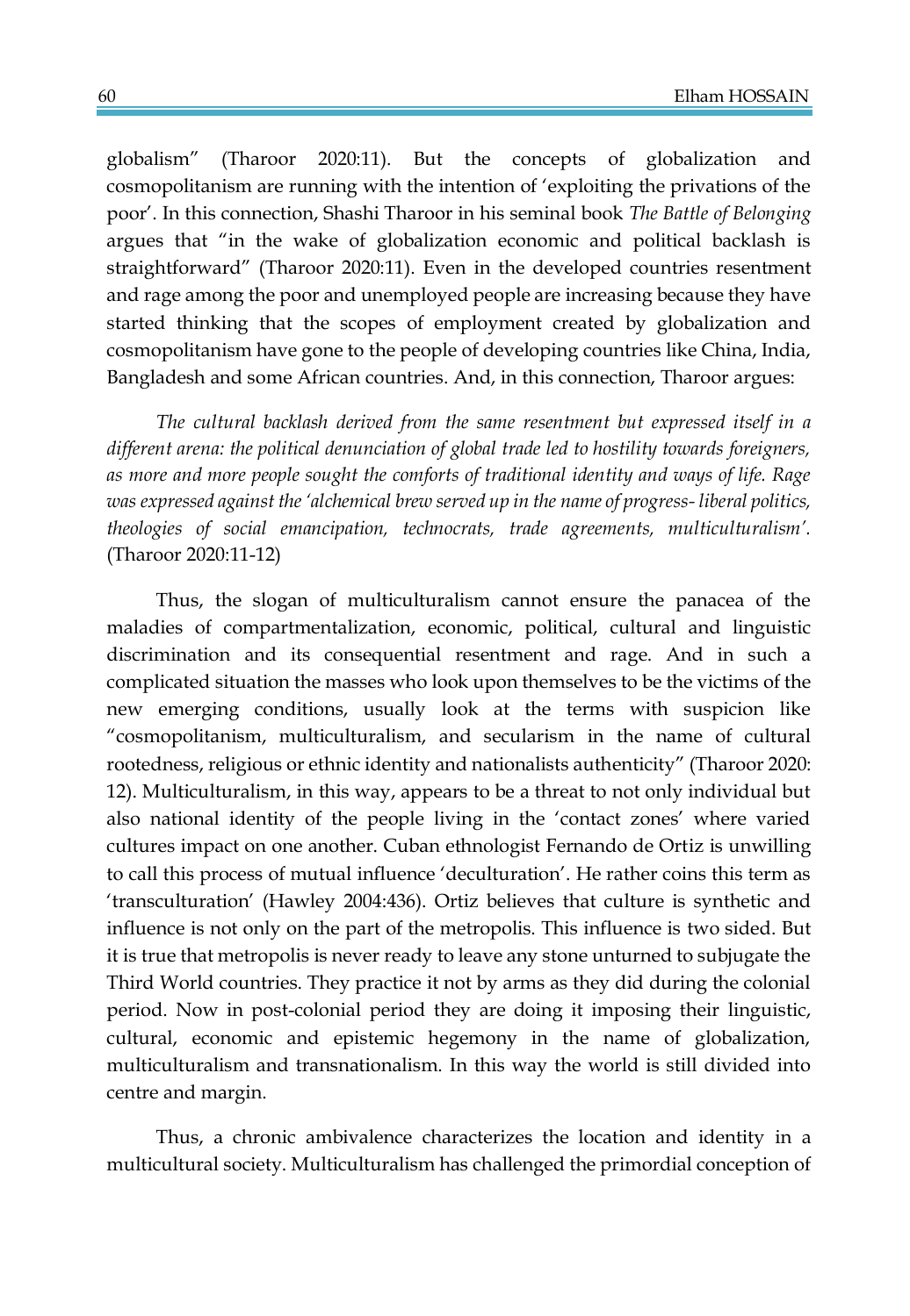globalism" (Tharoor 2020:11). But the concepts of globalization and cosmopolitanism are running with the intention of 'exploiting the privations of the poor'. In this connection, Shashi Tharoor in his seminal book *The Battle of Belonging* argues that "in the wake of globalization economic and political backlash is straightforward" (Tharoor 2020:11). Even in the developed countries resentment and rage among the poor and unemployed people are increasing because they have started thinking that the scopes of employment created by globalization and cosmopolitanism have gone to the people of developing countries like China, India, Bangladesh and some African countries. And, in this connection, Tharoor argues:

> *The cultural backlash derived from the same resentment but expressed itself in a different arena: the political denunciation of global trade led to hostility towards foreigners, as more and more people sought the comforts of traditional identity and ways of life. Rage was expressed against the 'alchemical brew served up in the name of progress- liberal politics, theologies of social emancipation, technocrats, trade agreements, multiculturalism'.* (Tharoor 2020:11-12)

Thus, the slogan of multiculturalism cannot ensure the panacea of the maladies of compartmentalization, economic, political, cultural and linguistic discrimination and its consequential resentment and rage. And in such a complicated situation the masses who look upon themselves to be the victims of the new emerging conditions, usually look at the terms with suspicion like "cosmopolitanism, multiculturalism, and secularism in the name of cultural rootedness, religious or ethnic identity and nationalists authenticity" (Tharoor 2020: 12). Multiculturalism, in this way, appears to be a threat to not only individual but also national identity of the people living in the 'contact zones' where varied cultures impact on one another. Cuban ethnologist Fernando de Ortiz is unwilling to call this process of mutual influence 'deculturation'. He rather coins this term as 'transculturation' (Hawley 2004:436). Ortiz believes that culture is synthetic and influence is not only on the part of the metropolis. This influence is two sided. But it is true that metropolis is never ready to leave any stone unturned to subjugate the Third World countries. They practice it not by arms as they did during the colonial period. Now in post-colonial period they are doing it imposing their linguistic, cultural, economic and epistemic hegemony in the name of globalization, multiculturalism and transnationalism. In this way the world is still divided into centre and margin.

Thus, a chronic ambivalence characterizes the location and identity in a multicultural society. Multiculturalism has challenged the primordial conception of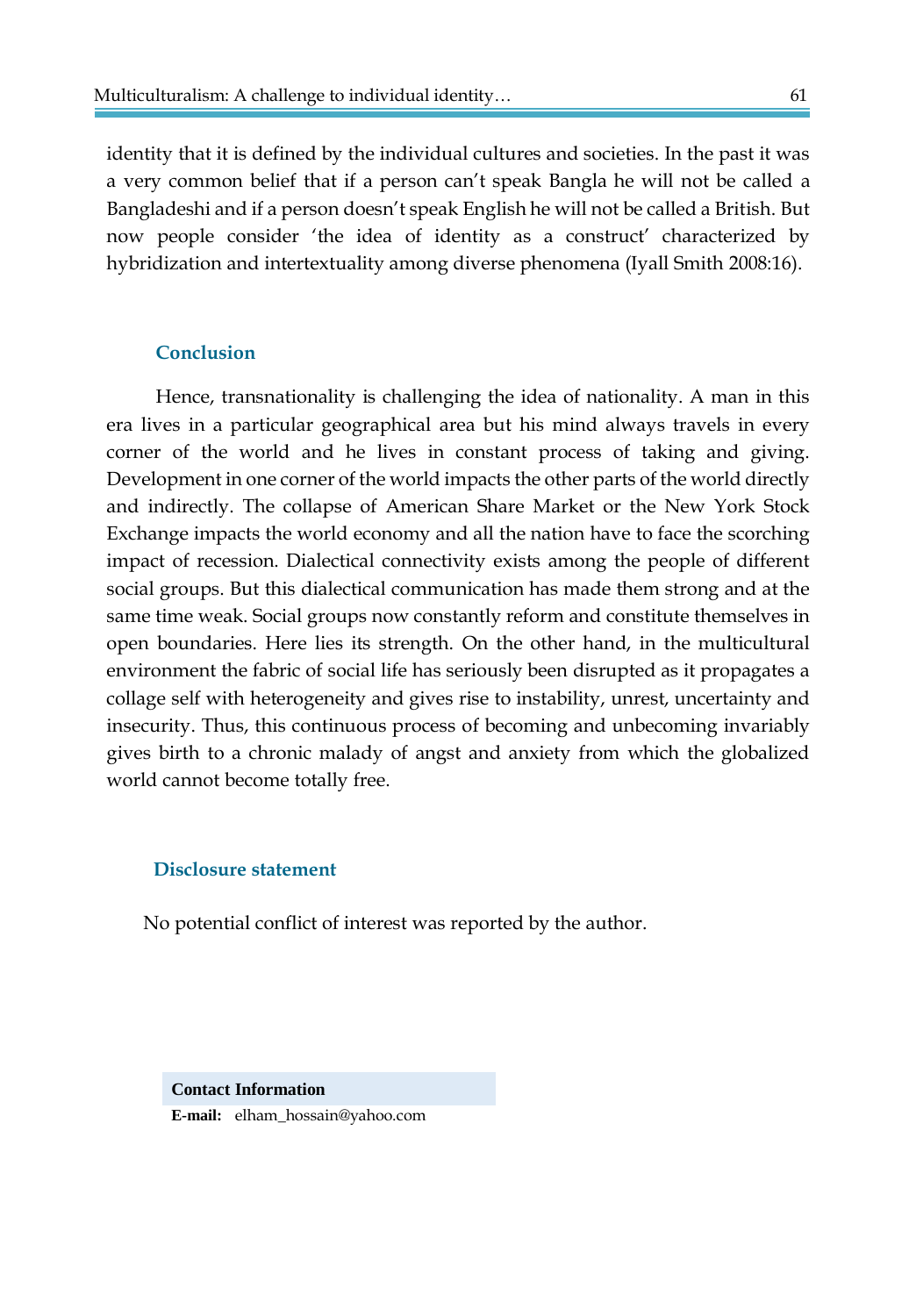identity that it is defined by the individual cultures and societies. In the past it was a very common belief that if a person can't speak Bangla he will not be called a Bangladeshi and if a person doesn't speak English he will not be called a British. But now people consider 'the idea of identity as a construct' characterized by hybridization and intertextuality among diverse phenomena (Iyall Smith 2008:16).

## Conclusion

Hence, transnationality is challenging the idea of nationality. A man in this era lives in a particular geographical area but his mind always travels in every corner of the world and he lives in constant process of taking and giving. Development in one corner of the world impacts the other parts of the world directly and indirectly. The collapse of American Share Market or the New York Stock Exchange impacts the world economy and all the nation have to face the scorching impact of recession. Dialectical connectivity exists among the people of different social groups. But this dialectical communication has made them strong and at the same time weak. Social groups now constantly reform and constitute themselves in open boundaries. Here lies its strength. On the other hand, in the multicultural environment the fabric of social life has seriously been disrupted as it propagates a collage self with heterogeneity and gives rise to instability, unrest, uncertainty and insecurity. Thus, this continuous process of becoming and unbecoming invariably gives birth to a chronic malady of angst and anxiety from which the globalized world cannot become totally free.

## Disclosure statement

No potential conflict of interest was reported by the author.

**Contact Information**

**E-mail:** elham_hossain@yahoo.com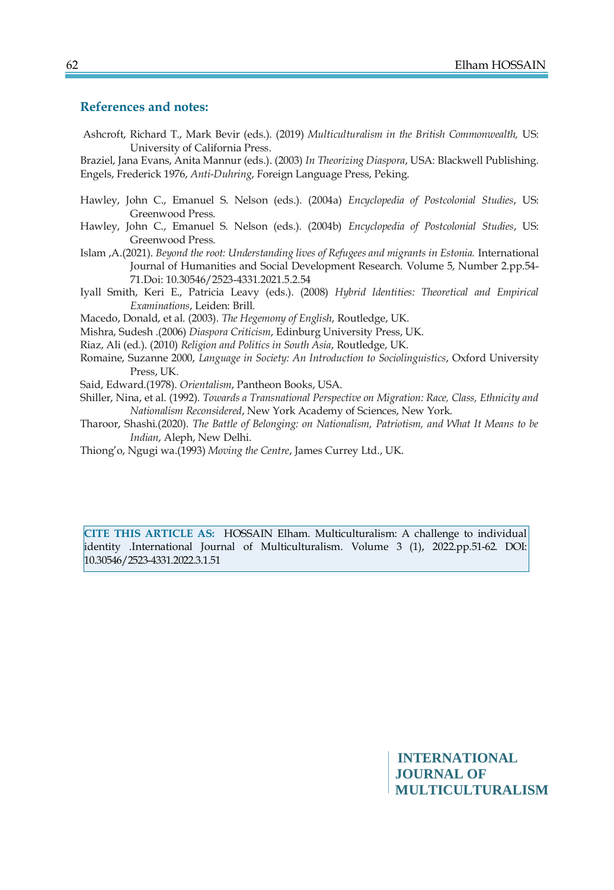## References and notes:

Ashcroft, Richard T., Mark Bevir (eds.). (2019) *Multiculturalism in the British Commonwealth,* US: University of California Press.

Braziel, Jana Evans, Anita Mannur (eds.). (2003) *In Theorizing Diaspora*, USA: Blackwell Publishing.

Engels, Frederick 1976, *Anti-Duhring*, Foreign Language Press, Peking.

Hawley, John C., Emanuel S. Nelson (eds.). (2004a) *Encyclopedia of Postcolonial Studies*, US: Greenwood Press.

Hawley, John C., Emanuel S. Nelson (eds.). (2004b) *Encyclopedia of Postcolonial Studies*, US: Greenwood Press.

Islam ,A.(2021). *Beyond the root: Understanding lives of Refugees and migrants in Estonia.* International Journal of Humanities and Social Development Research. Volume 5, Number 2.pp.54-71.Doi: 10.30546/2523-4331.2021.5.2.54

Iyall Smith, Keri E., Patricia Leavy (eds.). (2008) *Hybrid Identities: Theoretical and Empirical Examinations*, Leiden: Brill.

Macedo, Donald, et al. (2003). *The Hegemony of English*, Routledge, UK.

Mishra, Sudesh .(2006) *Diaspora Criticism*, Edinburg University Press, UK.

Riaz, Ali (ed.). (2010) *Religion and Politics in South Asia*, Routledge, UK.

Romaine, Suzanne 2000, *Language in Society: An Introduction to Sociolinguistics*, Oxford University Press, UK.

Said, Edward.(1978). *Orientalism*, Pantheon Books, USA.

Shiller, Nina, et al. (1992). *Towards a Transnational Perspective on Migration: Race, Class, Ethnicity and Nationalism Reconsidered*, New York Academy of Sciences, New York.

Tharoor, Shashi.(2020). *The Battle of Belonging: on Nationalism, Patriotism, and What It Means to be Indian*, Aleph, New Delhi.

Thiong'o, Ngugi wa.(1993) *Moving the Centre*, James Currey Ltd., UK.

**CITE THIS ARTICLE AS:** HOSSAIN Elham. Multiculturalism: A challenge to individual identity .International Journal of Multiculturalism. Volume 3 (1), 2022.pp.51-62. DOI: 10.30546/2523-4331.2022.3.1.51